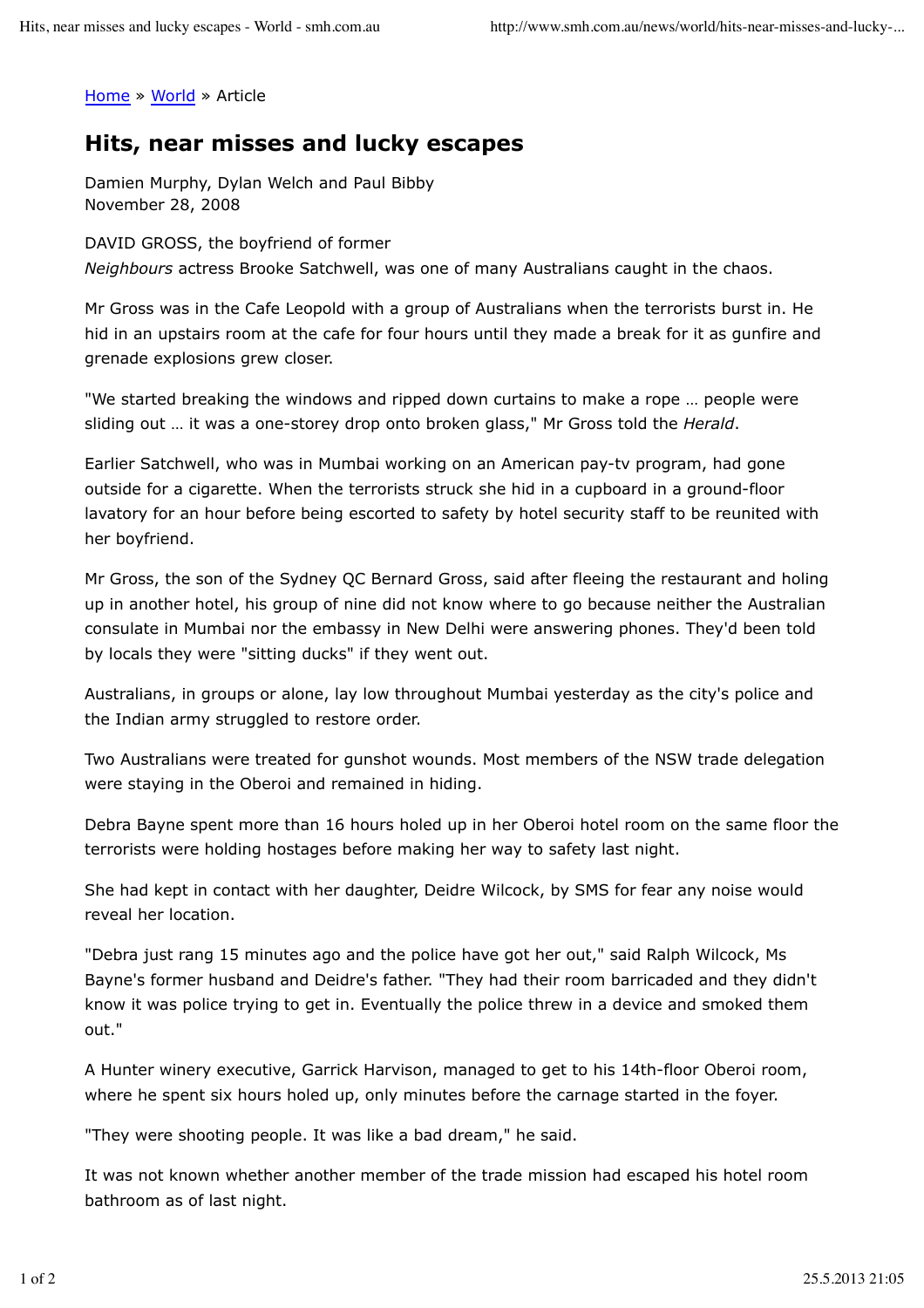[Home](#) » [World](#) » Article

# Hits, near misses and lucky escapes

Damien Murphy, Dylan Welch and Paul Bibby
November 28, 2008

DAVID GROSS, the boyfriend of former *Neighbours* actress Brooke Satchwell, was one of many Australians caught in the chaos.

Mr Gross was in the Cafe Leopold with a group of Australians when the terrorists burst in. He hid in an upstairs room at the cafe for four hours until they made a break for it as gunfire and grenade explosions grew closer.

"We started breaking the windows and ripped down curtains to make a rope … people were sliding out … it was a one-storey drop onto broken glass," Mr Gross told the *Herald*.

Earlier Satchwell, who was in Mumbai working on an American pay-tv program, had gone outside for a cigarette. When the terrorists struck she hid in a cupboard in a ground-floor lavatory for an hour before being escorted to safety by hotel security staff to be reunited with her boyfriend.

Mr Gross, the son of the Sydney QC Bernard Gross, said after fleeing the restaurant and holing up in another hotel, his group of nine did not know where to go because neither the Australian consulate in Mumbai nor the embassy in New Delhi were answering phones. They'd been told by locals they were "sitting ducks" if they went out.

Australians, in groups or alone, lay low throughout Mumbai yesterday as the city's police and the Indian army struggled to restore order.

Two Australians were treated for gunshot wounds. Most members of the NSW trade delegation were staying in the Oberoi and remained in hiding.

Debra Bayne spent more than 16 hours holed up in her Oberoi hotel room on the same floor the terrorists were holding hostages before making her way to safety last night.

She had kept in contact with her daughter, Deidre Wilcock, by SMS for fear any noise would reveal her location.

"Debra just rang 15 minutes ago and the police have got her out," said Ralph Wilcock, Ms Bayne's former husband and Deidre's father. "They had their room barricaded and they didn't know it was police trying to get in. Eventually the police threw in a device and smoked them out."

A Hunter winery executive, Garrick Harvison, managed to get to his 14th-floor Oberoi room, where he spent six hours holed up, only minutes before the carnage started in the foyer.

"They were shooting people. It was like a bad dream," he said.

It was not known whether another member of the trade mission had escaped his hotel room bathroom as of last night.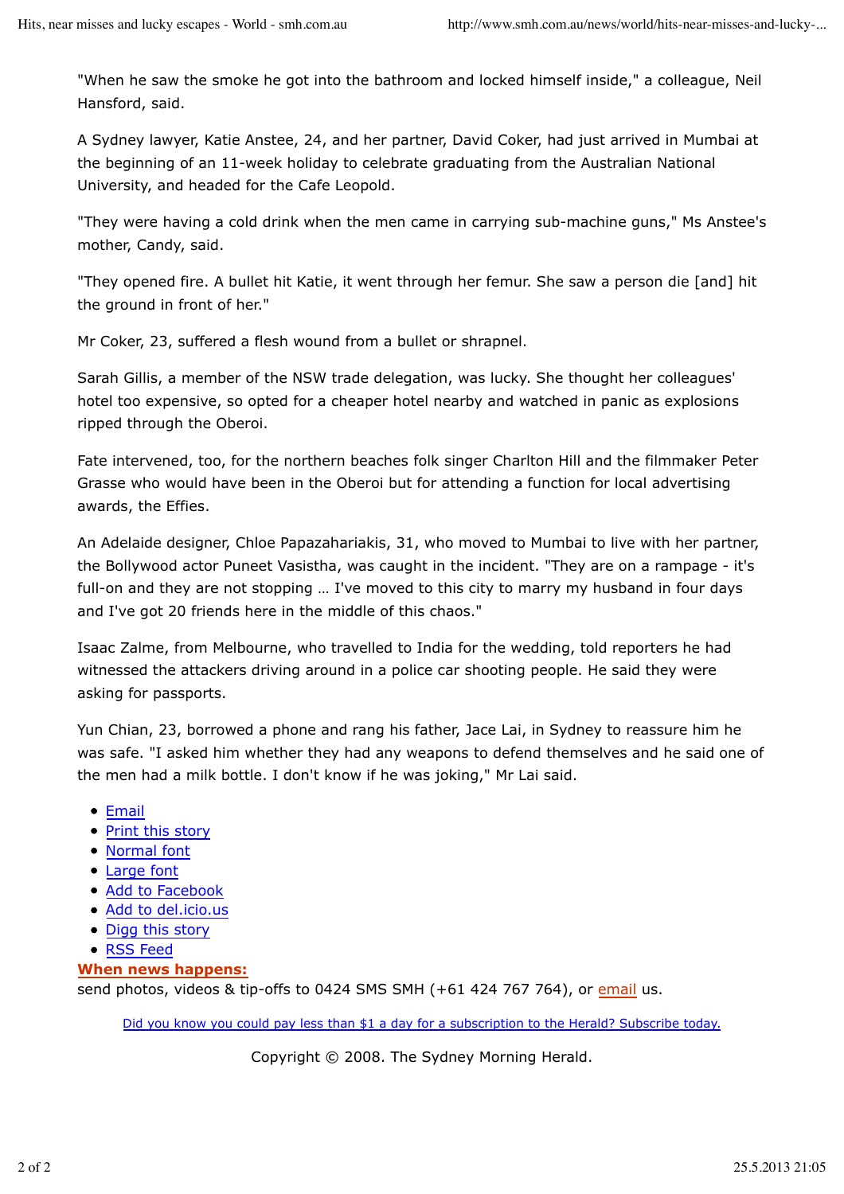"When he saw the smoke he got into the bathroom and locked himself inside," a colleague, Neil Hansford, said.

A Sydney lawyer, Katie Anstee, 24, and her partner, David Coker, had just arrived in Mumbai at the beginning of an 11-week holiday to celebrate graduating from the Australian National University, and headed for the Cafe Leopold.

"They were having a cold drink when the men came in carrying sub-machine guns," Ms Anstee's mother, Candy, said.

"They opened fire. A bullet hit Katie, it went through her femur. She saw a person die [and] hit the ground in front of her."

Mr Coker, 23, suffered a flesh wound from a bullet or shrapnel.

Sarah Gillis, a member of the NSW trade delegation, was lucky. She thought her colleagues' hotel too expensive, so opted for a cheaper hotel nearby and watched in panic as explosions ripped through the Oberoi.

Fate intervened, too, for the northern beaches folk singer Charlton Hill and the filmmaker Peter Grasse who would have been in the Oberoi but for attending a function for local advertising awards, the Effies.

An Adelaide designer, Chloe Papazahariakis, 31, who moved to Mumbai to live with her partner, the Bollywood actor Puneet Vasistha, was caught in the incident. "They are on a rampage - it's full-on and they are not stopping … I've moved to this city to marry my husband in four days and I've got 20 friends here in the middle of this chaos."

Isaac Zalme, from Melbourne, who travelled to India for the wedding, told reporters he had witnessed the attackers driving around in a police car shooting people. He said they were asking for passports.

Yun Chian, 23, borrowed a phone and rang his father, Jace Lai, in Sydney to reassure him he was safe. "I asked him whether they had any weapons to defend themselves and he said one of the men had a milk bottle. I don't know if he was joking," Mr Lai said.

- Email
- Print this story
- Normal font
- Large font
- Add to Facebook
- Add to del.icio.us
- Digg this story
- RSS Feed

**When news happens:**
send photos, videos & tip-offs to 0424 SMS SMH (+61 424 767 764), or email us.

Did you know you could pay less than $1 a day for a subscription to the Herald? Subscribe today.

Copyright © 2008. The Sydney Morning Herald.